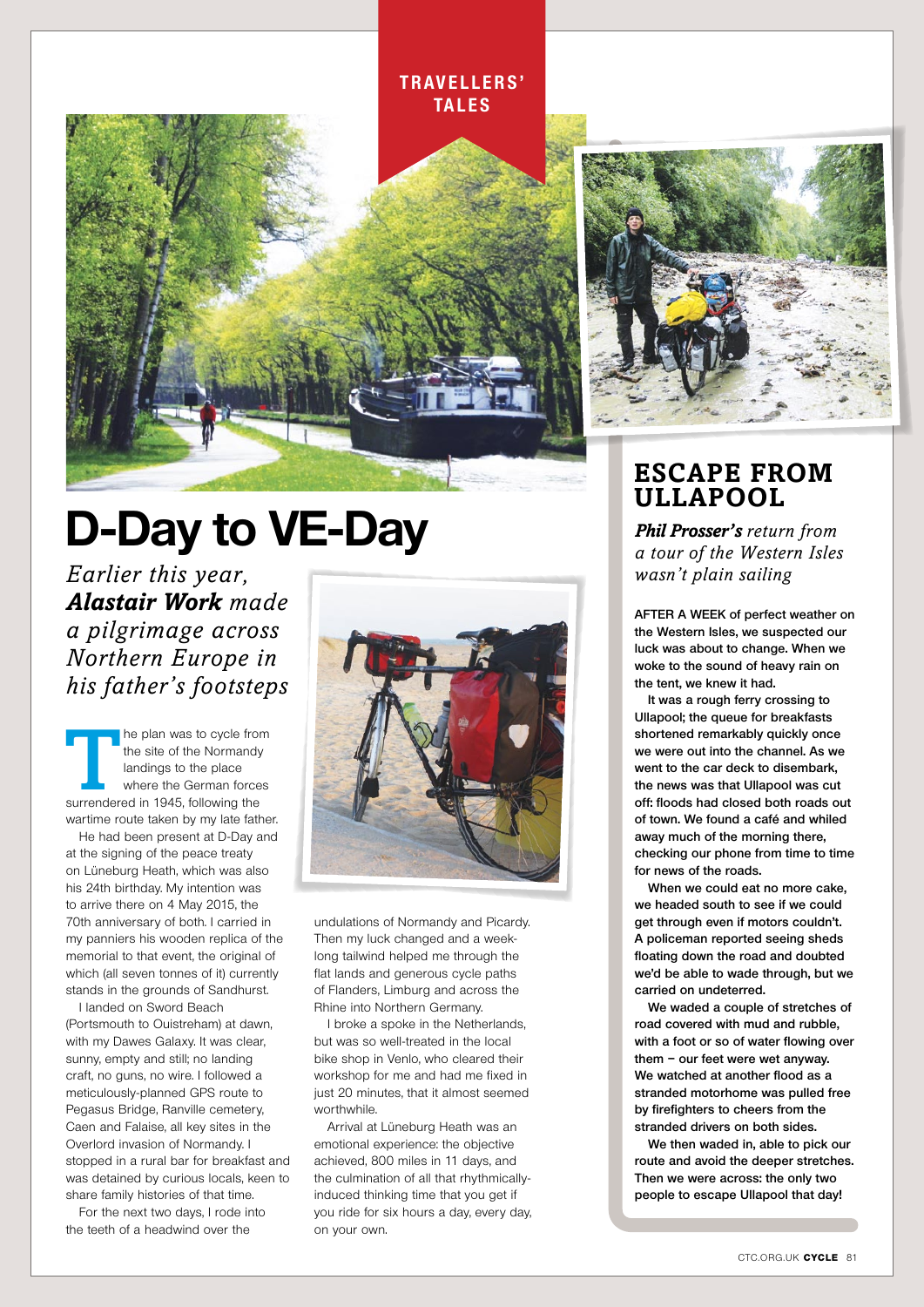TRAVELLERS' TALES

# D-Day to VE-Day

*Earlier this year, **Alastair Work** made a pilgrimage across Northern Europe in his father's footsteps*

The plan was to cycle from the site of the Normandy landings to the place where the German forces surrendered in 1945, following the wartime route taken by my late father.

He had been present at D-Day and at the signing of the peace treaty on Lüneburg Heath, which was also his 24th birthday. My intention was to arrive there on 4 May 2015, the 70th anniversary of both. I carried in my panniers his wooden replica of the memorial to that event, the original of which (all seven tonnes of it) currently stands in the grounds of Sandhurst.

I landed on Sword Beach (Portsmouth to Ouistreham) at dawn, with my Dawes Galaxy. It was clear, sunny, empty and still; no landing craft, no guns, no wire. I followed a meticulously-planned GPS route to Pegasus Bridge, Ranville cemetery, Caen and Falaise, all key sites in the Overlord invasion of Normandy. I stopped in a rural bar for breakfast and was detained by curious locals, keen to share family histories of that time.

For the next two days, I rode into the teeth of a headwind over the undulations of Normandy and Picardy. Then my luck changed and a week-long tailwind helped me through the flat lands and generous cycle paths of Flanders, Limburg and across the Rhine into Northern Germany.

I broke a spoke in the Netherlands, but was so well-treated in the local bike shop in Venlo, who cleared their workshop for me and had me fixed in just 20 minutes, that it almost seemed worthwhile.

Arrival at Lüneburg Heath was an emotional experience: the objective achieved, 800 miles in 11 days, and the culmination of all that rhythmically-induced thinking time that you get if you ride for six hours a day, every day, on your own.

## ESCAPE FROM ULLAPOOL

***Phil Prosser's** return from a tour of the Western Isles wasn't plain sailing*

**AFTER A WEEK of perfect weather on the Western Isles, we suspected our luck was about to change. When we woke to the sound of heavy rain on the tent, we knew it had.**

**It was a rough ferry crossing to Ullapool; the queue for breakfasts shortened remarkably quickly once we were out into the channel. As we went to the car deck to disembark, the news was that Ullapool was cut off: floods had closed both roads out of town. We found a café and whiled away much of the morning there, checking our phone from time to time for news of the roads.**

**When we could eat no more cake, we headed south to see if we could get through even if motors couldn't. A policeman reported seeing sheds floating down the road and doubted we'd be able to wade through, but we carried on undeterred.**

**We waded a couple of stretches of road covered with mud and rubble, with a foot or so of water flowing over them – our feet were wet anyway. We watched at another flood as a stranded motorhome was pulled free by firefighters to cheers from the stranded drivers on both sides.**

**We then waded in, able to pick our route and avoid the deeper stretches. Then we were across: the only two people to escape Ullapool that day!**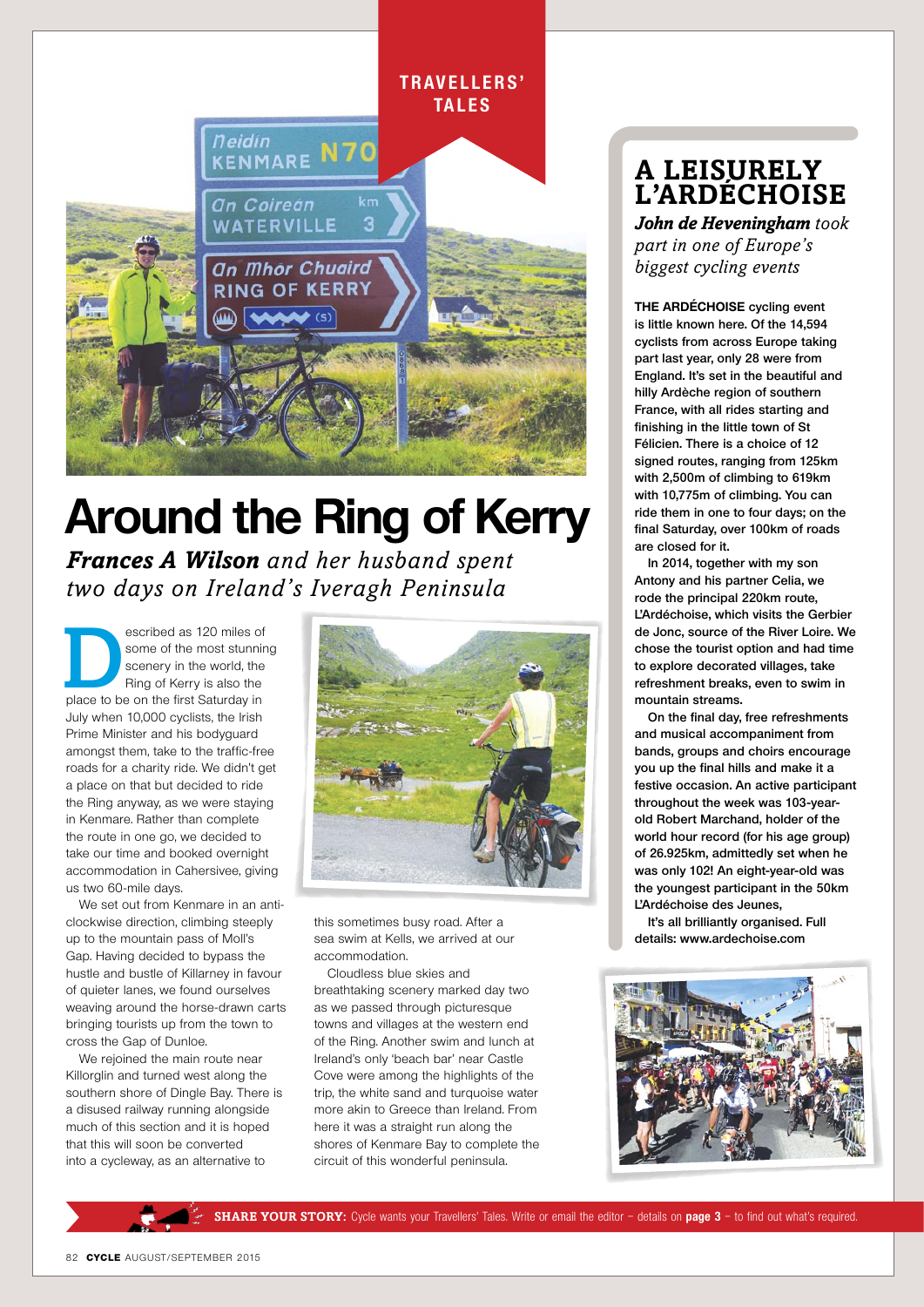TRAVELLERS' TALES

# Around the Ring of Kerry

***Frances A Wilson** and her husband spent two days on Ireland's Iveragh Peninsula*

Described as 120 miles of some of the most stunning scenery in the world, the Ring of Kerry is also the place to be on the first Saturday in July when 10,000 cyclists, the Irish Prime Minister and his bodyguard amongst them, take to the traffic-free roads for a charity ride. We didn't get a place on that but decided to ride the Ring anyway, as we were staying in Kenmare. Rather than complete the route in one go, we decided to take our time and booked overnight accommodation in Cahersivee, giving us two 60-mile days.

We set out from Kenmare in an anti-clockwise direction, climbing steeply up to the mountain pass of Moll's Gap. Having decided to bypass the hustle and bustle of Killarney in favour of quieter lanes, we found ourselves weaving around the horse-drawn carts bringing tourists up from the town to cross the Gap of Dunloe.

We rejoined the main route near Killorglin and turned west along the southern shore of Dingle Bay. There is a disused railway running alongside much of this section and it is hoped that this will soon be converted into a cycleway, as an alternative to this sometimes busy road. After a sea swim at Kells, we arrived at our accommodation.

Cloudless blue skies and breathtaking scenery marked day two as we passed through picturesque towns and villages at the western end of the Ring. Another swim and lunch at Ireland's only 'beach bar' near Castle Cove were among the highlights of the trip, the white sand and turquoise water more akin to Greece than Ireland. From here it was a straight run along the shores of Kenmare Bay to complete the circuit of this wonderful peninsula.

## A LEISURELY L'ARDÉCHOISE

***John de Heveningham** took part in one of Europe's biggest cycling events*

**THE ARDÉCHOISE** cycling event is little known here. Of the 14,594 cyclists from across Europe taking part last year, only 28 were from England. It's set in the beautiful and hilly Ardèche region of southern France, with all rides starting and finishing in the little town of St Félicien. There is a choice of 12 signed routes, ranging from 125km with 2,500m of climbing to 619km with 10,775m of climbing. You can ride them in one to four days; on the final Saturday, over 100km of roads are closed for it.

In 2014, together with my son Antony and his partner Celia, we rode the principal 220km route, L'Ardéchoise, which visits the Gerbier de Jonc, source of the River Loire. We chose the tourist option and had time to explore decorated villages, take refreshment breaks, even to swim in mountain streams.

On the final day, free refreshments and musical accompaniment from bands, groups and choirs encourage you up the final hills and make it a festive occasion. An active participant throughout the week was 103-year-old Robert Marchand, holder of the world hour record (for his age group) of 26.925km, admittedly set when he was only 102! An eight-year-old was the youngest participant in the 50km L'Ardéchoise des Jeunes,

It's all brilliantly organised. Full details: www.ardechoise.com

**SHARE YOUR STORY:** Cycle wants your Travellers' Tales. Write or email the editor – details on **page 3** – to find out what's required.